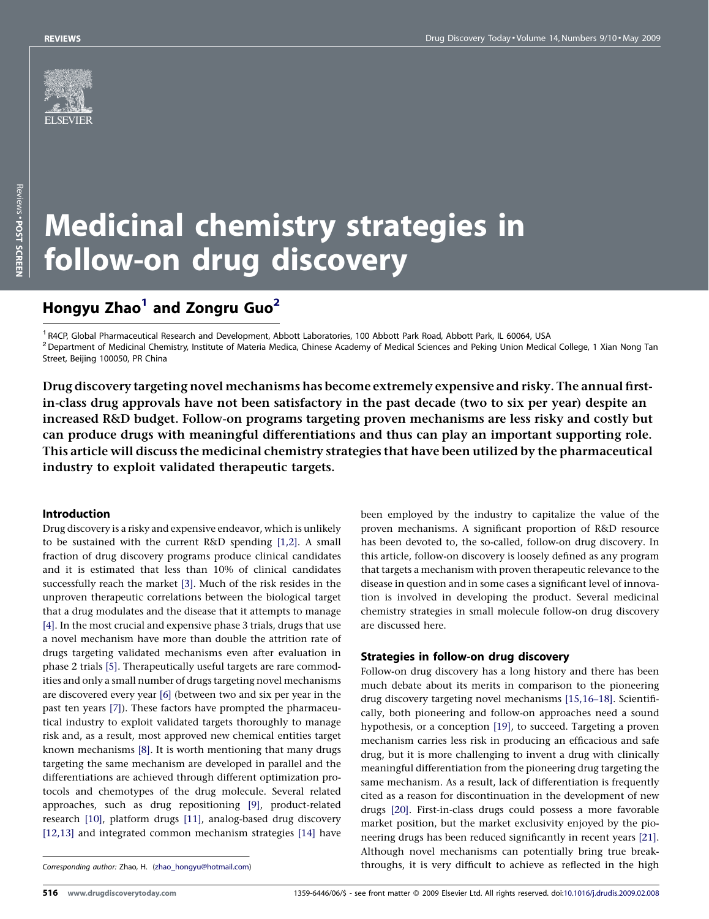# Medicinal chemistry strategies in follow-on drug discovery

## Hongyu Zhao[1] and Zongru Guo[2]

[1] R4CP, Global Pharmaceutical Research and Development, Abbott Laboratories, 100 Abbott Park Road, Abbott Park, IL 60064, USA
[2] Department of Medicinal Chemistry, Institute of Materia Medica, Chinese Academy of Medical Sciences and Peking Union Medical College, 1 Xian Nong Tan Street, Beijing 100050, PR China

**Drug discovery targeting novel mechanisms has become extremely expensive and risky. The annual first-in-class drug approvals have not been satisfactory in the past decade (two to six per year) despite an increased R&D budget. Follow-on programs targeting proven mechanisms are less risky and costly but can produce drugs with meaningful differentiations and thus can play an important supporting role. This article will discuss the medicinal chemistry strategies that have been utilized by the pharmaceutical industry to exploit validated therapeutic targets.**

### Introduction

Drug discovery is a risky and expensive endeavor, which is unlikely to be sustained with the current R&D spending [1,2]. A small fraction of drug discovery programs produce clinical candidates and it is estimated that less than 10% of clinical candidates successfully reach the market [3]. Much of the risk resides in the unproven therapeutic correlations between the biological target that a drug modulates and the disease that it attempts to manage [4]. In the most crucial and expensive phase 3 trials, drugs that use a novel mechanism have more than double the attrition rate of drugs targeting validated mechanisms even after evaluation in phase 2 trials [5]. Therapeutically useful targets are rare commodities and only a small number of drugs targeting novel mechanisms are discovered every year [6] (between two and six per year in the past ten years [7]). These factors have prompted the pharmaceutical industry to exploit validated targets thoroughly to manage risk and, as a result, most approved new chemical entities target known mechanisms [8]. It is worth mentioning that many drugs targeting the same mechanism are developed in parallel and the differentiations are achieved through different optimization protocols and chemotypes of the drug molecule. Several related approaches, such as drug repositioning [9], product-related research [10], platform drugs [11], analog-based drug discovery [12,13] and integrated common mechanism strategies [14] have been employed by the industry to capitalize the value of the proven mechanisms. A significant proportion of R&D resource has been devoted to, the so-called, follow-on drug discovery. In this article, follow-on discovery is loosely defined as any program that targets a mechanism with proven therapeutic relevance to the disease in question and in some cases a significant level of innovation is involved in developing the product. Several medicinal chemistry strategies in small molecule follow-on drug discovery are discussed here.

### Strategies in follow-on drug discovery

Follow-on drug discovery has a long history and there has been much debate about its merits in comparison to the pioneering drug discovery targeting novel mechanisms [15,16–18]. Scientifically, both pioneering and follow-on approaches need a sound hypothesis, or a conception [19], to succeed. Targeting a proven mechanism carries less risk in producing an efficacious and safe drug, but it is more challenging to invent a drug with clinically meaningful differentiation from the pioneering drug targeting the same mechanism. As a result, lack of differentiation is frequently cited as a reason for discontinuation in the development of new drugs [20]. First-in-class drugs could possess a more favorable market position, but the market exclusivity enjoyed by the pioneering drugs has been reduced significantly in recent years [21]. Although novel mechanisms can potentially bring true breakthroughs, it is very difficult to achieve as reflected in the high

*Corresponding author:* Zhao, H. (zhao_hongyu@hotmail.com)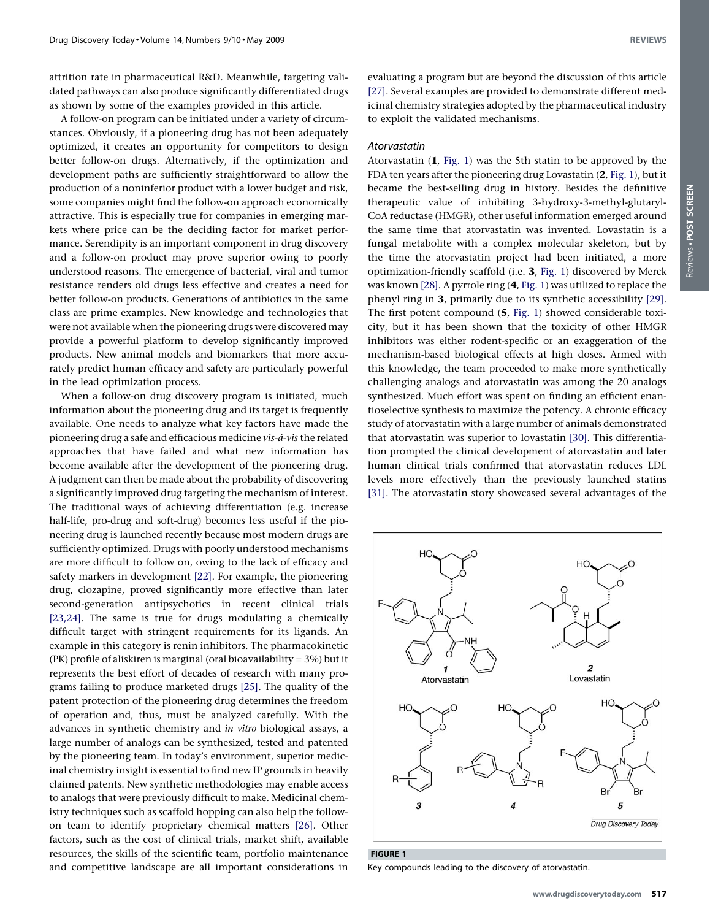attrition rate in pharmaceutical R&D. Meanwhile, targeting validated pathways can also produce significantly differentiated drugs as shown by some of the examples provided in this article.

A follow-on program can be initiated under a variety of circumstances. Obviously, if a pioneering drug has not been adequately optimized, it creates an opportunity for competitors to design better follow-on drugs. Alternatively, if the optimization and development paths are sufficiently straightforward to allow the production of a noninferior product with a lower budget and risk, some companies might find the follow-on approach economically attractive. This is especially true for companies in emerging markets where price can be the deciding factor for market performance. Serendipity is an important component in drug discovery and a follow-on product may prove superior owing to poorly understood reasons. The emergence of bacterial, viral and tumor resistance renders old drugs less effective and creates a need for better follow-on products. Generations of antibiotics in the same class are prime examples. New knowledge and technologies that were not available when the pioneering drugs were discovered may provide a powerful platform to develop significantly improved products. New animal models and biomarkers that more accurately predict human efficacy and safety are particularly powerful in the lead optimization process.

When a follow-on drug discovery program is initiated, much information about the pioneering drug and its target is frequently available. One needs to analyze what key factors have made the pioneering drug a safe and efficacious medicine *vis-à-vis* the related approaches that have failed and what new information has become available after the development of the pioneering drug. A judgment can then be made about the probability of discovering a significantly improved drug targeting the mechanism of interest. The traditional ways of achieving differentiation (e.g. increase half-life, pro-drug and soft-drug) becomes less useful if the pioneering drug is launched recently because most modern drugs are sufficiently optimized. Drugs with poorly understood mechanisms are more difficult to follow on, owing to the lack of efficacy and safety markers in development [22]. For example, the pioneering drug, clozapine, proved significantly more effective than later second-generation antipsychotics in recent clinical trials [23,24]. The same is true for drugs modulating a chemically difficult target with stringent requirements for its ligands. An example in this category is renin inhibitors. The pharmacokinetic (PK) profile of aliskiren is marginal (oral bioavailability = 3%) but it represents the best effort of decades of research with many programs failing to produce marketed drugs [25]. The quality of the patent protection of the pioneering drug determines the freedom of operation and, thus, must be analyzed carefully. With the advances in synthetic chemistry and *in vitro* biological assays, a large number of analogs can be synthesized, tested and patented by the pioneering team. In today's environment, superior medicinal chemistry insight is essential to find new IP grounds in heavily claimed patents. New synthetic methodologies may enable access to analogs that were previously difficult to make. Medicinal chemistry techniques such as scaffold hopping can also help the follow-on team to identify proprietary chemical matters [26]. Other factors, such as the cost of clinical trials, market shift, available resources, the skills of the scientific team, portfolio maintenance and competitive landscape are all important considerations in evaluating a program but are beyond the discussion of this article [27]. Several examples are provided to demonstrate different medicinal chemistry strategies adopted by the pharmaceutical industry to exploit the validated mechanisms.

### *Atorvastatin*

Atorvastatin (**1**, Fig. 1) was the 5th statin to be approved by the FDA ten years after the pioneering drug Lovastatin (**2**, Fig. 1), but it became the best-selling drug in history. Besides the definitive therapeutic value of inhibiting 3-hydroxy-3-methyl-glutaryl-CoA reductase (HMGR), other useful information emerged around the same time that atorvastatin was invented. Lovastatin is a fungal metabolite with a complex molecular skeleton, but by the time the atorvastatin project had been initiated, a more optimization-friendly scaffold (i.e. **3**, Fig. 1) discovered by Merck was known [28]. A pyrrole ring (**4**, Fig. 1) was utilized to replace the phenyl ring in **3**, primarily due to its synthetic accessibility [29]. The first potent compound (**5**, Fig. 1) showed considerable toxicity, but it has been shown that the toxicity of other HMGR inhibitors was either rodent-specific or an exaggeration of the mechanism-based biological effects at high doses. Armed with this knowledge, the team proceeded to make more synthetically challenging analogs and atorvastatin was among the 20 analogs synthesized. Much effort was spent on finding an efficient enantioselective synthesis to maximize the potency. A chronic efficacy study of atorvastatin with a large number of animals demonstrated that atorvastatin was superior to lovastatin [30]. This differentiation prompted the clinical development of atorvastatin and later human clinical trials confirmed that atorvastatin reduces LDL levels more effectively than the previously launched statins [31]. The atorvastatin story showcased several advantages of the

1
Atorvastatin

2
Lovastatin

3

4

5

Drug Discovery Today

**FIGURE 1**

Key compounds leading to the discovery of atorvastatin.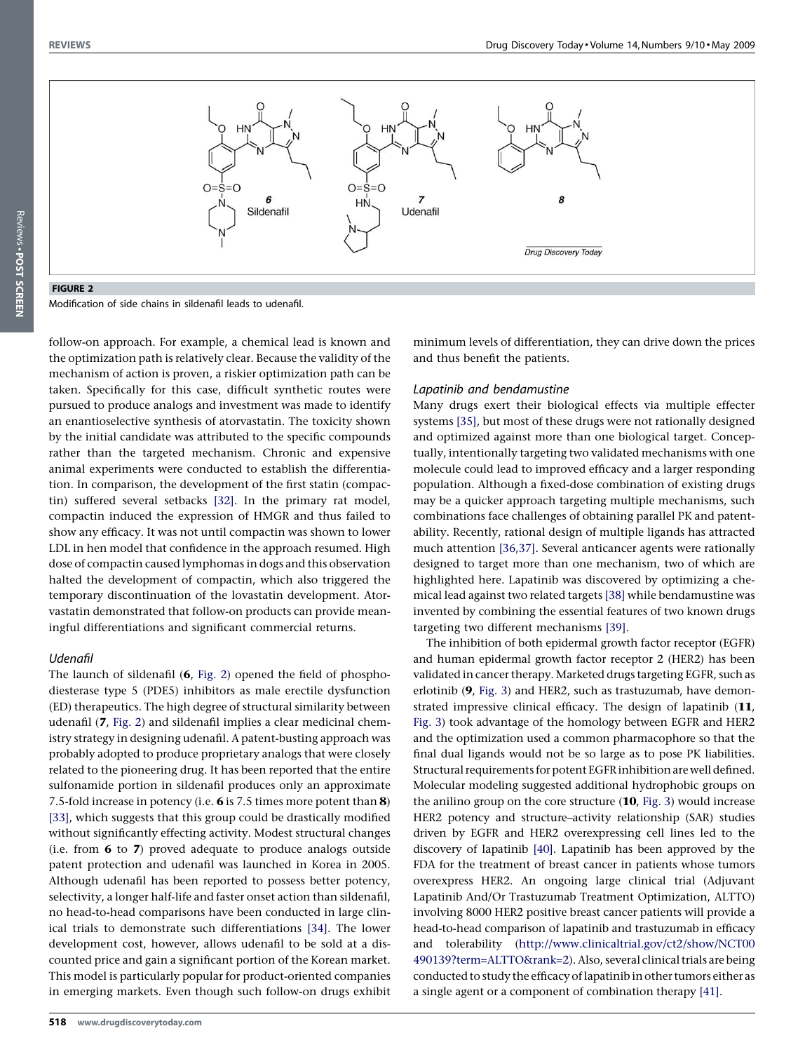**FIGURE 2**

Modification of side chains in sildenafil leads to udenafil.

follow-on approach. For example, a chemical lead is known and the optimization path is relatively clear. Because the validity of the mechanism of action is proven, a riskier optimization path can be taken. Specifically for this case, difficult synthetic routes were pursued to produce analogs and investment was made to identify an enantioselective synthesis of atorvastatin. The toxicity shown by the initial candidate was attributed to the specific compounds rather than the targeted mechanism. Chronic and expensive animal experiments were conducted to establish the differentiation. In comparison, the development of the first statin (compactin) suffered several setbacks [32]. In the primary rat model, compactin induced the expression of HMGR and thus failed to show any efficacy. It was not until compactin was shown to lower LDL in hen model that confidence in the approach resumed. High dose of compactin caused lymphomas in dogs and this observation halted the development of compactin, which also triggered the temporary discontinuation of the lovastatin development. Atorvastatin demonstrated that follow-on products can provide meaningful differentiations and significant commercial returns.

### *Udenafil*

The launch of sildenafil (**6**, Fig. 2) opened the field of phosphodiesterase type 5 (PDE5) inhibitors as male erectile dysfunction (ED) therapeutics. The high degree of structural similarity between udenafil (**7**, Fig. 2) and sildenafil implies a clear medicinal chemistry strategy in designing udenafil. A patent-busting approach was probably adopted to produce proprietary analogs that were closely related to the pioneering drug. It has been reported that the entire sulfonamide portion in sildenafil produces only an approximate 7.5-fold increase in potency (i.e. **6** is 7.5 times more potent than **8**) [33], which suggests that this group could be drastically modified without significantly effecting activity. Modest structural changes (i.e. from **6** to **7**) proved adequate to produce analogs outside patent protection and udenafil was launched in Korea in 2005. Although udenafil has been reported to possess better potency, selectivity, a longer half-life and faster onset action than sildenafil, no head-to-head comparisons have been conducted in large clinical trials to demonstrate such differentiations [34]. The lower development cost, however, allows udenafil to be sold at a discounted price and gain a significant portion of the Korean market. This model is particularly popular for product-oriented companies in emerging markets. Even though such follow-on drugs exhibit minimum levels of differentiation, they can drive down the prices and thus benefit the patients.

### *Lapatinib and bendamustine*

Many drugs exert their biological effects via multiple effecter systems [35], but most of these drugs were not rationally designed and optimized against more than one biological target. Conceptually, intentionally targeting two validated mechanisms with one molecule could lead to improved efficacy and a larger responding population. Although a fixed-dose combination of existing drugs may be a quicker approach targeting multiple mechanisms, such combinations face challenges of obtaining parallel PK and patentability. Recently, rational design of multiple ligands has attracted much attention [36,37]. Several anticancer agents were rationally designed to target more than one mechanism, two of which are highlighted here. Lapatinib was discovered by optimizing a chemical lead against two related targets [38] while bendamustine was invented by combining the essential features of two known drugs targeting two different mechanisms [39].

The inhibition of both epidermal growth factor receptor (EGFR) and human epidermal growth factor receptor 2 (HER2) has been validated in cancer therapy. Marketed drugs targeting EGFR, such as erlotinib (**9**, Fig. 3) and HER2, such as trastuzumab, have demonstrated impressive clinical efficacy. The design of lapatinib (**11**, Fig. 3) took advantage of the homology between EGFR and HER2 and the optimization used a common pharmacophore so that the final dual ligands would not be so large as to pose PK liabilities. Structural requirements for potent EGFR inhibition are well defined. Molecular modeling suggested additional hydrophobic groups on the anilino group on the core structure (**10**, Fig. 3) would increase HER2 potency and structure–activity relationship (SAR) studies driven by EGFR and HER2 overexpressing cell lines led to the discovery of lapatinib [40]. Lapatinib has been approved by the FDA for the treatment of breast cancer in patients whose tumors overexpress HER2. An ongoing large clinical trial (Adjuvant Lapatinib And/Or Trastuzumab Treatment Optimization, ALTTO) involving 8000 HER2 positive breast cancer patients will provide a head-to-head comparison of lapatinib and trastuzumab in efficacy and tolerability (http://www.clinicaltrial.gov/ct2/show/NCT00490139?term=ALTTO&rank=2). Also, several clinical trials are being conducted to study the efficacy of lapatinib in other tumors either as a single agent or a component of combination therapy [41].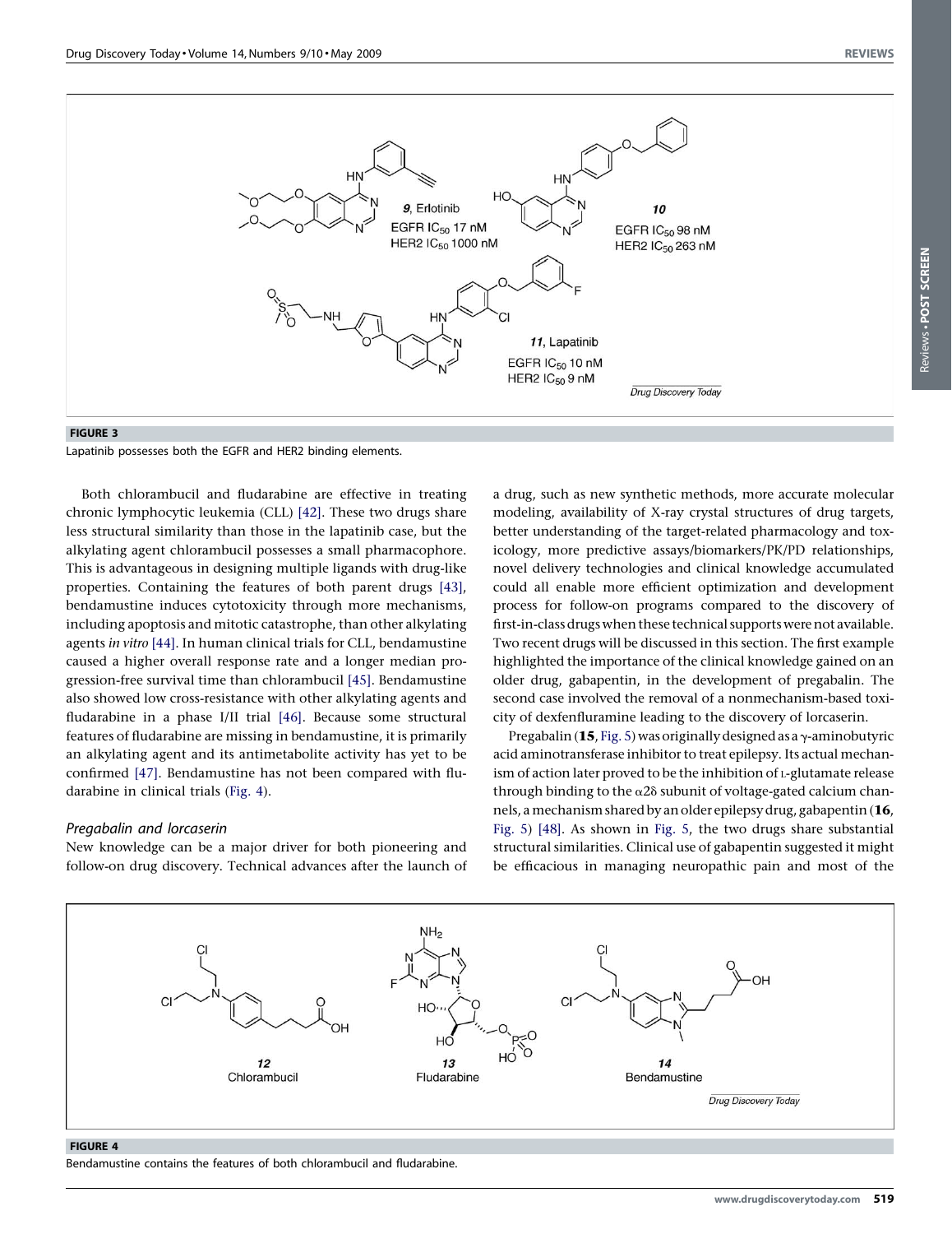**FIGURE 3**

Lapatinib possesses both the EGFR and HER2 binding elements.

Both chlorambucil and fludarabine are effective in treating chronic lymphocytic leukemia (CLL) [42]. These two drugs share less structural similarity than those in the lapatinib case, but the alkylating agent chlorambucil possesses a small pharmacophore. This is advantageous in designing multiple ligands with drug-like properties. Containing the features of both parent drugs [43], bendamustine induces cytotoxicity through more mechanisms, including apoptosis and mitotic catastrophe, than other alkylating agents *in vitro* [44]. In human clinical trials for CLL, bendamustine caused a higher overall response rate and a longer median progression-free survival time than chlorambucil [45]. Bendamustine also showed low cross-resistance with other alkylating agents and fludarabine in a phase I/II trial [46]. Because some structural features of fludarabine are missing in bendamustine, it is primarily an alkylating agent and its antimetabolite activity has yet to be confirmed [47]. Bendamustine has not been compared with fludarabine in clinical trials (Fig. 4).

### *Pregabalin and lorcaserin*

New knowledge can be a major driver for both pioneering and follow-on drug discovery. Technical advances after the launch of a drug, such as new synthetic methods, more accurate molecular modeling, availability of X-ray crystal structures of drug targets, better understanding of the target-related pharmacology and toxicology, more predictive assays/biomarkers/PK/PD relationships, novel delivery technologies and clinical knowledge accumulated could all enable more efficient optimization and development process for follow-on programs compared to the discovery of first-in-class drugs when these technical supports were not available. Two recent drugs will be discussed in this section. The first example highlighted the importance of the clinical knowledge gained on an older drug, gabapentin, in the development of pregabalin. The second case involved the removal of a nonmechanism-based toxicity of dexfenfluramine leading to the discovery of lorcaserin.

Pregabalin (**15**, Fig. 5) was originally designed as a $\gamma$-aminobutyric acid aminotransferase inhibitor to treat epilepsy. Its actual mechanism of action later proved to be the inhibition of L-glutamate release through binding to the $\alpha 2\delta$ subunit of voltage-gated calcium channels, a mechanism shared by an older epilepsy drug, gabapentin (**16**, Fig. 5) [48]. As shown in Fig. 5, the two drugs share substantial structural similarities. Clinical use of gabapentin suggested it might be efficacious in managing neuropathic pain and most of the

**FIGURE 4**

Bendamustine contains the features of both chlorambucil and fludarabine.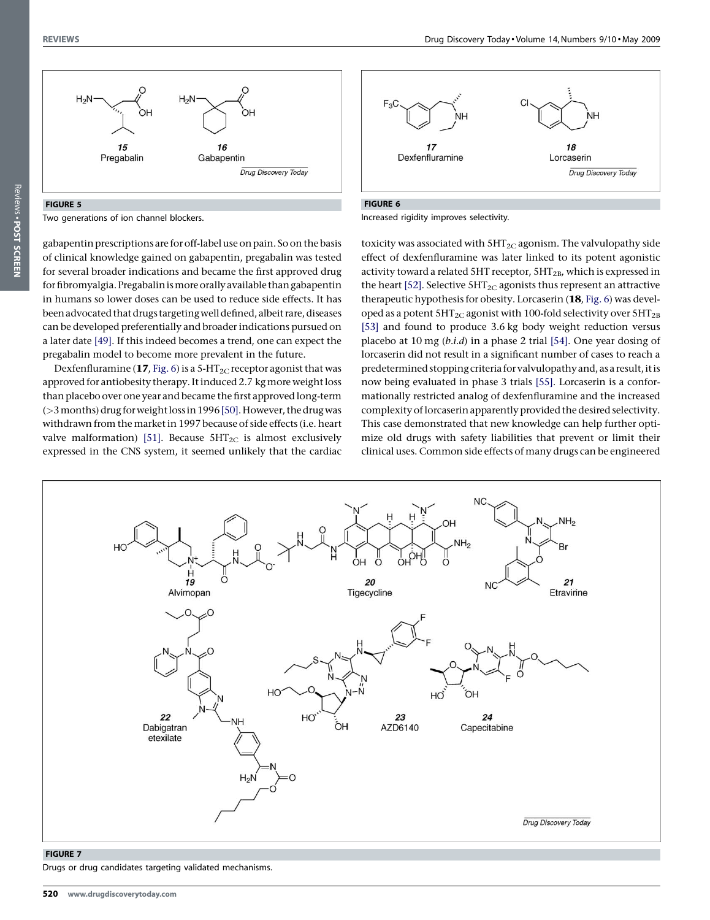**FIGURE 5**

Two generations of ion channel blockers.

**FIGURE 6**

Increased rigidity improves selectivity.

gabapentin prescriptions are for off-label use on pain. So on the basis of clinical knowledge gained on gabapentin, pregabalin was tested for several broader indications and became the first approved drug for fibromyalgia. Pregabalin is more orally available than gabapentin in humans so lower doses can be used to reduce side effects. It has been advocated that drugs targeting well defined, albeit rare, diseases can be developed preferentially and broader indications pursued on a later date [49]. If this indeed becomes a trend, one can expect the pregabalin model to become more prevalent in the future.

Dexfenfluramine (**17**, Fig. 6) is a 5-$HT_{2C}$ receptor agonist that was approved for antiobesity therapy. It induced 2.7 kg more weight loss than placebo over one year and became the first approved long-term (>3 months) drug for weight loss in 1996 [50]. However, the drug was withdrawn from the market in 1997 because of side effects (i.e. heart valve malformation) [51]. Because $5HT_{2C}$ is almost exclusively expressed in the CNS system, it seemed unlikely that the cardiac toxicity was associated with $5HT_{2C}$ agonism. The valvulopathy side effect of dexfenfluramine was later linked to its potent agonistic activity toward a related 5HT receptor, $5HT_{2B}$, which is expressed in the heart [52]. Selective $5HT_{2C}$ agonists thus represent an attractive therapeutic hypothesis for obesity. Lorcaserin (**18**, Fig. 6) was developed as a potent $5HT_{2C}$ agonist with 100-fold selectivity over $5HT_{2B}$ [53] and found to produce 3.6 kg body weight reduction versus placebo at 10 mg (*b.i.d*) in a phase 2 trial [54]. One year dosing of lorcaserin did not result in a significant number of cases to reach a predetermined stopping criteria for valvulopathy and, as a result, it is now being evaluated in phase 3 trials [55]. Lorcaserin is a conformationally restricted analog of dexfenfluramine and the increased complexity of lorcaserin apparently provided the desired selectivity. This case demonstrated that new knowledge can help further optimize old drugs with safety liabilities that prevent or limit their clinical uses. Common side effects of many drugs can be engineered

**FIGURE 7**

Drugs or drug candidates targeting validated mechanisms.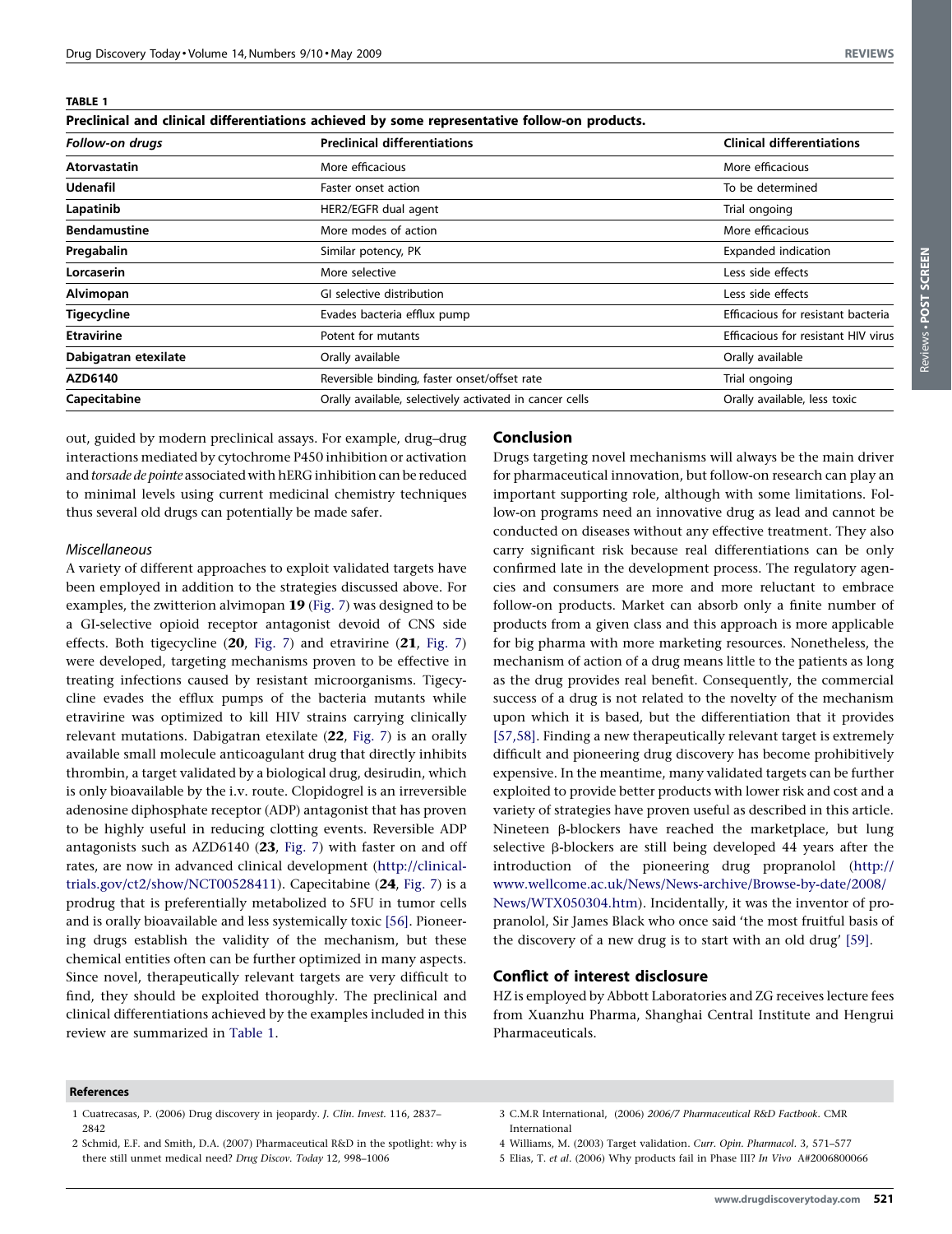**TABLE 1**

**Preclinical and clinical differentiations achieved by some representative follow-on products.**

| *Follow-on drugs* | Preclinical differentiations | Clinical differentiations |
|---|---|---|
| **Atorvastatin** | More efficacious | More efficacious |
| **Udenafil** | Faster onset action | To be determined |
| **Lapatinib** | HER2/EGFR dual agent | Trial ongoing |
| **Bendamustine** | More modes of action | More efficacious |
| **Pregabalin** | Similar potency, PK | Expanded indication |
| **Lorcaserin** | More selective | Less side effects |
| **Alvimopan** | GI selective distribution | Less side effects |
| **Tigecycline** | Evades bacteria efflux pump | Efficacious for resistant bacteria |
| **Etravirine** | Potent for mutants | Efficacious for resistant HIV virus |
| **Dabigatran etexilate** | Orally available | Orally available |
| **AZD6140** | Reversible binding, faster onset/offset rate | Trial ongoing |
| **Capecitabine** | Orally available, selectively activated in cancer cells | Orally available, less toxic |

out, guided by modern preclinical assays. For example, drug–drug interactions mediated by cytochrome P450 inhibition or activation and *torsade de pointe* associated with hERG inhibition can be reduced to minimal levels using current medicinal chemistry techniques thus several old drugs can potentially be made safer.

### *Miscellaneous*

A variety of different approaches to exploit validated targets have been employed in addition to the strategies discussed above. For examples, the zwitterion alvimopan **19** (Fig. 7) was designed to be a GI-selective opioid receptor antagonist devoid of CNS side effects. Both tigecycline (**20**, Fig. 7) and etravirine (**21**, Fig. 7) were developed, targeting mechanisms proven to be effective in treating infections caused by resistant microorganisms. Tigecycline evades the efflux pumps of the bacteria mutants while etravirine was optimized to kill HIV strains carrying clinically relevant mutations. Dabigatran etexilate (**22**, Fig. 7) is an orally available small molecule anticoagulant drug that directly inhibits thrombin, a target validated by a biological drug, desirudin, which is only bioavailable by the i.v. route. Clopidogrel is an irreversible adenosine diphosphate receptor (ADP) antagonist that has proven to be highly useful in reducing clotting events. Reversible ADP antagonists such as AZD6140 (**23**, Fig. 7) with faster on and off rates, are now in advanced clinical development (http://clinicaltrials.gov/ct2/show/NCT00528411). Capecitabine (**24**, Fig. 7) is a prodrug that is preferentially metabolized to 5FU in tumor cells and is orally bioavailable and less systemically toxic [56]. Pioneering drugs establish the validity of the mechanism, but these chemical entities often can be further optimized in many aspects. Since novel, therapeutically relevant targets are very difficult to find, they should be exploited thoroughly. The preclinical and clinical differentiations achieved by the examples included in this review are summarized in Table 1.

## Conclusion

Drugs targeting novel mechanisms will always be the main driver for pharmaceutical innovation, but follow-on research can play an important supporting role, although with some limitations. Follow-on programs need an innovative drug as lead and cannot be conducted on diseases without any effective treatment. They also carry significant risk because real differentiations can be only confirmed late in the development process. The regulatory agencies and consumers are more and more reluctant to embrace follow-on products. Market can absorb only a finite number of products from a given class and this approach is more applicable for big pharma with more marketing resources. Nonetheless, the mechanism of action of a drug means little to the patients as long as the drug provides real benefit. Consequently, the commercial success of a drug is not related to the novelty of the mechanism upon which it is based, but the differentiation that it provides [57,58]. Finding a new therapeutically relevant target is extremely difficult and pioneering drug discovery has become prohibitively expensive. In the meantime, many validated targets can be further exploited to provide better products with lower risk and cost and a variety of strategies have proven useful as described in this article. Nineteen β-blockers have reached the marketplace, but lung selective β-blockers are still being developed 44 years after the introduction of the pioneering drug propranolol (http://www.wellcome.ac.uk/News/News-archive/Browse-by-date/2008/News/WTX050304.htm). Incidentally, it was the inventor of propranolol, Sir James Black who once said 'the most fruitful basis of the discovery of a new drug is to start with an old drug' [59].

## Conflict of interest disclosure

HZ is employed by Abbott Laboratories and ZG receives lecture fees from Xuanzhu Pharma, Shanghai Central Institute and Hengrui Pharmaceuticals.

## References

1 Cuatrecasas, P. (2006) Drug discovery in jeopardy. *J. Clin. Invest.* 116, 2837–2842

2 Schmid, E.F. and Smith, D.A. (2007) Pharmaceutical R&D in the spotlight: why is there still unmet medical need? *Drug Discov. Today* 12, 998–1006

3 C.M.R International, (2006) *2006/7 Pharmaceutical R&D Factbook*. CMR International

4 Williams, M. (2003) Target validation. *Curr. Opin. Pharmacol.* 3, 571–577

5 Elias, T. *et al.* (2006) Why products fail in Phase III? *In Vivo* A#2006800066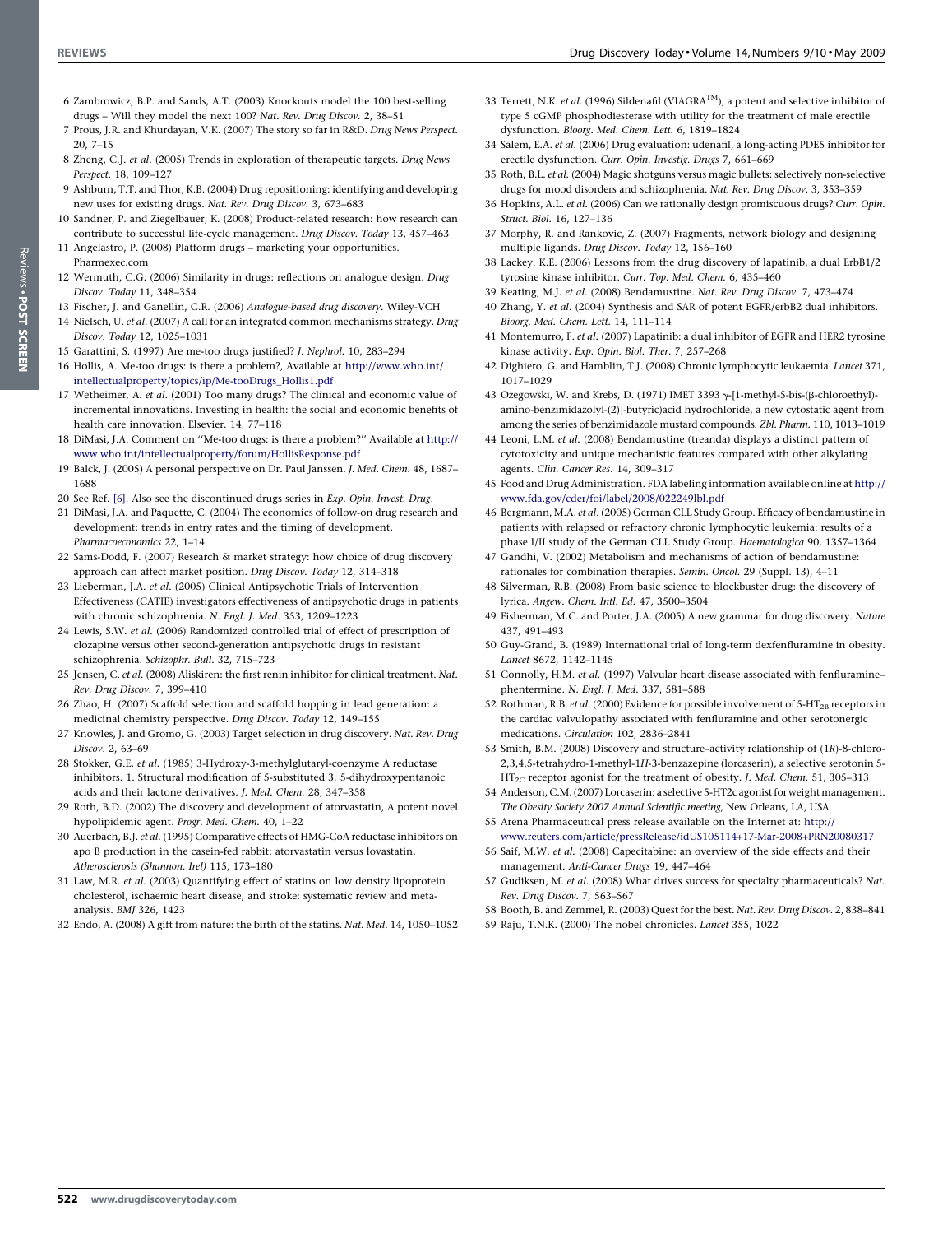6 Zambrowicz, B.P. and Sands, A.T. (2003) Knockouts model the 100 best-selling drugs – Will they model the next 100? *Nat. Rev. Drug Discov.* 2, 38–51

7 Prous, J.R. and Khurdayan, V.K. (2007) The story so far in R&D. *Drug News Perspect.* 20, 7–15

8 Zheng, C.J. *et al.* (2005) Trends in exploration of therapeutic targets. *Drug News Perspect.* 18, 109–127

9 Ashburn, T.T. and Thor, K.B. (2004) Drug repositioning: identifying and developing new uses for existing drugs. *Nat. Rev. Drug Discov.* 3, 673–683

10 Sandner, P. and Ziegelbauer, K. (2008) Product-related research: how research can contribute to successful life-cycle management. *Drug Discov. Today* 13, 457–463

11 Angelastro, P. (2008) Platform drugs – marketing your opportunities. Pharmexec.com

12 Wermuth, C.G. (2006) Similarity in drugs: reflections on analogue design. *Drug Discov. Today* 11, 348–354

13 Fischer, J. and Ganellin, C.R. (2006) *Analogue-based drug discovery*. Wiley-VCH

14 Nielsch, U. *et al.* (2007) A call for an integrated common mechanisms strategy. *Drug Discov. Today* 12, 1025–1031

15 Garattini, S. (1997) Are me-too drugs justified? *J. Nephrol.* 10, 283–294

16 Hollis, A. Me-too drugs: is there a problem?, Available at http://www.who.int/intellectualproperty/topics/ip/Me-tooDrugs_Hollis1.pdf

17 Wetheimer, A. *et al.* (2001) Too many drugs? The clinical and economic value of incremental innovations. Investing in health: the social and economic benefits of health care innovation. Elsevier. 14, 77–118

18 DiMasi, J.A. Comment on ''Me-too drugs: is there a problem?'' Available at http://www.who.int/intellectualproperty/forum/HollisResponse.pdf

19 Balck, J. (2005) A personal perspective on Dr. Paul Janssen. *J. Med. Chem.* 48, 1687–1688

20 See Ref. [6]. Also see the discontinued drugs series in *Exp. Opin. Invest. Drug.*

21 DiMasi, J.A. and Paquette, C. (2004) The economics of follow-on drug research and development: trends in entry rates and the timing of development. *Pharmacoeconomics* 22, 1–14

22 Sams-Dodd, F. (2007) Research & market strategy: how choice of drug discovery approach can affect market position. *Drug Discov. Today* 12, 314–318

23 Lieberman, J.A. *et al.* (2005) Clinical Antipsychotic Trials of Intervention Effectiveness (CATIE) investigators effectiveness of antipsychotic drugs in patients with chronic schizophrenia. *N. Engl. J. Med.* 353, 1209–1223

24 Lewis, S.W. *et al.* (2006) Randomized controlled trial of effect of prescription of clozapine versus other second-generation antipsychotic drugs in resistant schizophrenia. *Schizophr. Bull.* 32, 715–723

25 Jensen, C. *et al.* (2008) Aliskiren: the first renin inhibitor for clinical treatment. *Nat. Rev. Drug Discov.* 7, 399–410

26 Zhao, H. (2007) Scaffold selection and scaffold hopping in lead generation: a medicinal chemistry perspective. *Drug Discov. Today* 12, 149–155

27 Knowles, J. and Gromo, G. (2003) Target selection in drug discovery. *Nat. Rev. Drug Discov.* 2, 63–69

28 Stokker, G.E. *et al.* (1985) 3-Hydroxy-3-methylglutaryl-coenzyme A reductase inhibitors. 1. Structural modification of 5-substituted 3, 5-dihydroxypentanoic acids and their lactone derivatives. *J. Med. Chem.* 28, 347–358

29 Roth, B.D. (2002) The discovery and development of atorvastatin, A potent novel hypolipidemic agent. *Progr. Med. Chem.* 40, 1–22

30 Auerbach, B.J. *et al.* (1995) Comparative effects of HMG-CoA reductase inhibitors on apo B production in the casein-fed rabbit: atorvastatin versus lovastatin. *Atherosclerosis (Shannon, Irel)* 115, 173–180

31 Law, M.R. *et al.* (2003) Quantifying effect of statins on low density lipoprotein cholesterol, ischaemic heart disease, and stroke: systematic review and meta-analysis. *BMJ* 326, 1423

32 Endo, A. (2008) A gift from nature: the birth of the statins. *Nat. Med.* 14, 1050–1052

33 Terrett, N.K. *et al.* (1996) Sildenafil (VIAGRA$^{TM}$), a potent and selective inhibitor of type 5 cGMP phosphodiesterase with utility for the treatment of male erectile dysfunction. *Bioorg. Med. Chem. Lett.* 6, 1819–1824

34 Salem, E.A. *et al.* (2006) Drug evaluation: udenafil, a long-acting PDE5 inhibitor for erectile dysfunction. *Curr. Opin. Investig. Drugs* 7, 661–669

35 Roth, B.L. *et al.* (2004) Magic shotguns versus magic bullets: selectively non-selective drugs for mood disorders and schizophrenia. *Nat. Rev. Drug Discov.* 3, 353–359

36 Hopkins, A.L. *et al.* (2006) Can we rationally design promiscuous drugs? *Curr. Opin. Struct. Biol.* 16, 127–136

37 Morphy, R. and Rankovic, Z. (2007) Fragments, network biology and designing multiple ligands. *Drug Discov. Today* 12, 156–160

38 Lackey, K.E. (2006) Lessons from the drug discovery of lapatinib, a dual ErbB1/2 tyrosine kinase inhibitor. *Curr. Top. Med. Chem.* 6, 435–460

39 Keating, M.J. *et al.* (2008) Bendamustine. *Nat. Rev. Drug Discov.* 7, 473–474

40 Zhang, Y. *et al.* (2004) Synthesis and SAR of potent EGFR/erbB2 dual inhibitors. *Bioorg. Med. Chem. Lett.* 14, 111–114

41 Montemurro, F. *et al.* (2007) Lapatinib: a dual inhibitor of EGFR and HER2 tyrosine kinase activity. *Exp. Opin. Biol. Ther.* 7, 257–268

42 Dighiero, G. and Hamblin, T.J. (2008) Chronic lymphocytic leukaemia. *Lancet* 371, 1017–1029

43 Ozegowski, W. and Krebs, D. (1971) IMET 3393 γ-[1-methyl-5-bis-(β-chloroethyl)-amino-benzimidazolyl-(2)]-butyric)acid hydrochloride, a new cytostatic agent from among the series of benzimidazole mustard compounds. *Zbl. Pharm.* 110, 1013–1019

44 Leoni, L.M. *et al.* (2008) Bendamustine (treanda) displays a distinct pattern of cytotoxicity and unique mechanistic features compared with other alkylating agents. *Clin. Cancer Res.* 14, 309–317

45 Food and Drug Administration. FDA labeling information available online at http://www.fda.gov/cder/foi/label/2008/022249lbl.pdf

46 Bergmann, M.A. *et al.* (2005) German CLL Study Group. Efficacy of bendamustine in patients with relapsed or refractory chronic lymphocytic leukemia: results of a phase I/II study of the German CLL Study Group. *Haematologica* 90, 1357–1364

47 Gandhi, V. (2002) Metabolism and mechanisms of action of bendamustine: rationales for combination therapies. *Semin. Oncol.* 29 (Suppl. 13), 4–11

48 Silverman, R.B. (2008) From basic science to blockbuster drug: the discovery of lyrica. *Angew. Chem. Intl. Ed.* 47, 3500–3504

49 Fisherman, M.C. and Porter, J.A. (2005) A new grammar for drug discovery. *Nature* 437, 491–493

50 Guy-Grand, B. (1989) International trial of long-term dexfenfluramine in obesity. *Lancet* 8672, 1142–1145

51 Connolly, H.M. *et al.* (1997) Valvular heart disease associated with fenfluramine–phentermine. *N. Engl. J. Med.* 337, 581–588

52 Rothman, R.B. *et al.* (2000) Evidence for possible involvement of 5-$HT_{2B}$ receptors in the cardiac valvulopathy associated with fenfluramine and other serotonergic medications. *Circulation* 102, 2836–2841

53 Smith, B.M. (2008) Discovery and structure–activity relationship of (1*R*)-8-chloro-2,3,4,5-tetrahydro-1-methyl-1*H*-3-benzazepine (lorcaserin), a selective serotonin 5-$HT_{2C}$ receptor agonist for the treatment of obesity. *J. Med. Chem.* 51, 305–313

54 Anderson, C.M. (2007) Lorcaserin: a selective 5-HT2c agonist for weight management. *The Obesity Society 2007 Annual Scientific meeting*, New Orleans, LA, USA

55 Arena Pharmaceutical press release available on the Internet at: http://www.reuters.com/article/pressRelease/idUS105114+17-Mar-2008+PRN20080317

56 Saif, M.W. *et al.* (2008) Capecitabine: an overview of the side effects and their management. *Anti-Cancer Drugs* 19, 447–464

57 Gudiksen, M. *et al.* (2008) What drives success for specialty pharmaceuticals? *Nat. Rev. Drug Discov.* 7, 563–567

58 Booth, B. and Zemmel, R. (2003) Quest for the best. *Nat. Rev. Drug Discov.* 2, 838–841

59 Raju, T.N.K. (2000) The nobel chronicles. *Lancet* 355, 1022